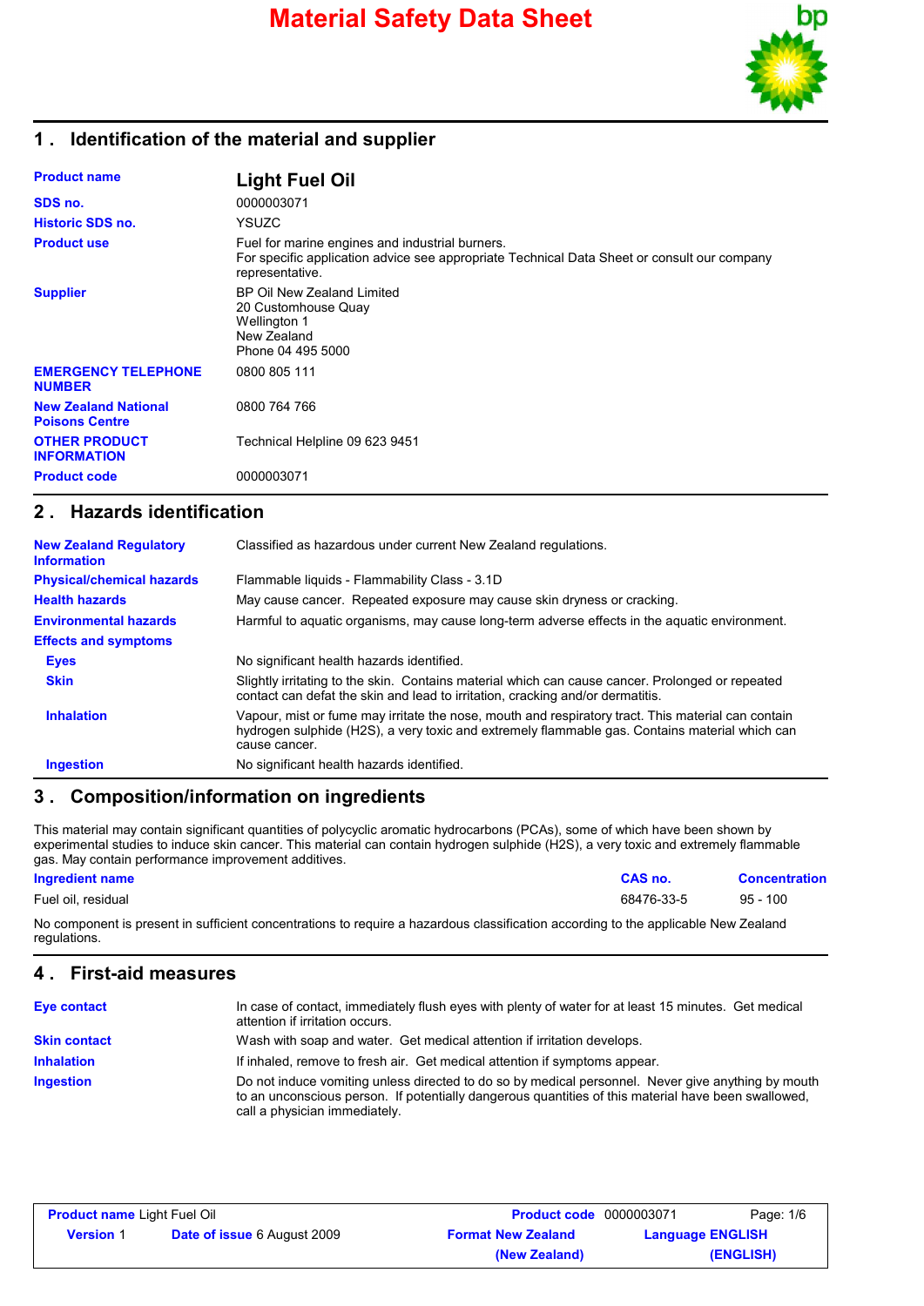# Material Safety Data Sheet

## 1 . Identification of the material and supplier

| | |
|---|---|
| **Product name** | **Light Fuel Oil** |
| **SDS no.** | 0000003071 |
| **Historic SDS no.** | YSUZC |
| **Product use** | Fuel for marine engines and industrial burners.<br>For specific application advice see appropriate Technical Data Sheet or consult our company representative. |
| **Supplier** | BP Oil New Zealand Limited<br>20 Customhouse Quay<br>Wellington 1<br>New Zealand<br>Phone 04 495 5000 |
| **EMERGENCY TELEPHONE NUMBER** | 0800 805 111 |
| **New Zealand National Poisons Centre** | 0800 764 766 |
| **OTHER PRODUCT INFORMATION** | Technical Helpline 09 623 9451 |
| **Product code** | 0000003071 |

## 2 . Hazards identification

| | |
|---|---|
| **New Zealand Regulatory Information** | Classified as hazardous under current New Zealand regulations. |
| **Physical/chemical hazards** | Flammable liquids - Flammability Class - 3.1D |
| **Health hazards** | May cause cancer. Repeated exposure may cause skin dryness or cracking. |
| **Environmental hazards** | Harmful to aquatic organisms, may cause long-term adverse effects in the aquatic environment. |
| **Effects and symptoms** | |
| **Eyes** | No significant health hazards identified. |
| **Skin** | Slightly irritating to the skin. Contains material which can cause cancer. Prolonged or repeated contact can defat the skin and lead to irritation, cracking and/or dermatitis. |
| **Inhalation** | Vapour, mist or fume may irritate the nose, mouth and respiratory tract. This material can contain hydrogen sulphide ($H_2S$), a very toxic and extremely flammable gas. Contains material which can cause cancer. |
| **Ingestion** | No significant health hazards identified. |

## 3 . Composition/information on ingredients

This material may contain significant quantities of polycyclic aromatic hydrocarbons (PCAs), some of which have been shown by experimental studies to induce skin cancer. This material can contain hydrogen sulphide ($H_2S$), a very toxic and extremely flammable gas. May contain performance improvement additives.

| Ingredient name | CAS no. | Concentration |
|---|---|---|
| Fuel oil, residual | 68476-33-5 | 95 - 100 |

No component is present in sufficient concentrations to require a hazardous classification according to the applicable New Zealand regulations.

## 4 . First-aid measures

| | |
|---|---|
| **Eye contact** | In case of contact, immediately flush eyes with plenty of water for at least 15 minutes. Get medical attention if irritation occurs. |
| **Skin contact** | Wash with soap and water. Get medical attention if irritation develops. |
| **Inhalation** | If inhaled, remove to fresh air. Get medical attention if symptoms appear. |
| **Ingestion** | Do not induce vomiting unless directed to do so by medical personnel. Never give anything by mouth to an unconscious person. If potentially dangerous quantities of this material have been swallowed, call a physician immediately. |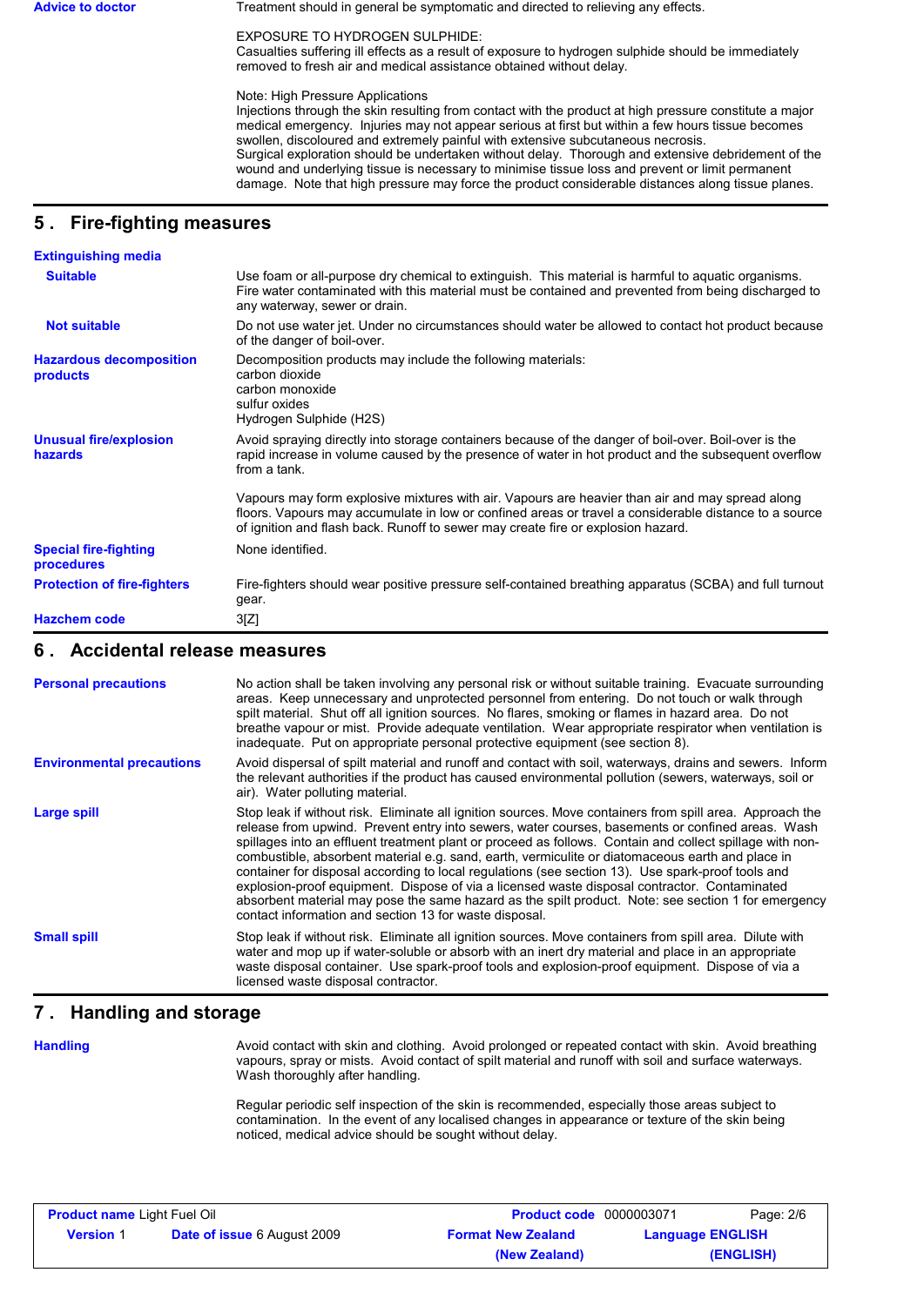**Advice to doctor**

Treatment should in general be symptomatic and directed to relieving any effects.

EXPOSURE TO HYDROGEN SULPHIDE:
Casualties suffering ill effects as a result of exposure to hydrogen sulphide should be immediately removed to fresh air and medical assistance obtained without delay.

Note: High Pressure Applications
Injections through the skin resulting from contact with the product at high pressure constitute a major medical emergency. Injuries may not appear serious at first but within a few hours tissue becomes swollen, discoloured and extremely painful with extensive subcutaneous necrosis.
Surgical exploration should be undertaken without delay. Thorough and extensive debridement of the wound and underlying tissue is necessary to minimise tissue loss and prevent or limit permanent damage. Note that high pressure may force the product considerable distances along tissue planes.

## 5 . Fire-fighting measures

**Extinguishing media**

**Suitable**

Use foam or all-purpose dry chemical to extinguish. This material is harmful to aquatic organisms. Fire water contaminated with this material must be contained and prevented from being discharged to any waterway, sewer or drain.

**Not suitable**

Do not use water jet. Under no circumstances should water be allowed to contact hot product because of the danger of boil-over.

**Hazardous decomposition products**

Decomposition products may include the following materials:
carbon dioxide
carbon monoxide
sulfur oxides
Hydrogen Sulphide ($H_2S$)

**Unusual fire/explosion hazards**

Avoid spraying directly into storage containers because of the danger of boil-over. Boil-over is the rapid increase in volume caused by the presence of water in hot product and the subsequent overflow from a tank.

Vapours may form explosive mixtures with air. Vapours are heavier than air and may spread along floors. Vapours may accumulate in low or confined areas or travel a considerable distance to a source of ignition and flash back. Runoff to sewer may create fire or explosion hazard.

**Special fire-fighting procedures**

None identified.

**Protection of fire-fighters**

Fire-fighters should wear positive pressure self-contained breathing apparatus (SCBA) and full turnout gear.

**Hazchem code**

3[Z]

## 6 . Accidental release measures

**Personal precautions**

No action shall be taken involving any personal risk or without suitable training. Evacuate surrounding areas. Keep unnecessary and unprotected personnel from entering. Do not touch or walk through spilt material. Shut off all ignition sources. No flares, smoking or flames in hazard area. Do not breathe vapour or mist. Provide adequate ventilation. Wear appropriate respirator when ventilation is inadequate. Put on appropriate personal protective equipment (see section 8).

**Environmental precautions**

Avoid dispersal of spilt material and runoff and contact with soil, waterways, drains and sewers. Inform the relevant authorities if the product has caused environmental pollution (sewers, waterways, soil or air). Water polluting material.

**Large spill**

Stop leak if without risk. Eliminate all ignition sources. Move containers from spill area. Approach the release from upwind. Prevent entry into sewers, water courses, basements or confined areas. Wash spillages into an effluent treatment plant or proceed as follows. Contain and collect spillage with non-combustible, absorbent material e.g. sand, earth, vermiculite or diatomaceous earth and place in container for disposal according to local regulations (see section 13). Use spark-proof tools and explosion-proof equipment. Dispose of via a licensed waste disposal contractor. Contaminated absorbent material may pose the same hazard as the spilt product. Note: see section 1 for emergency contact information and section 13 for waste disposal.

**Small spill**

Stop leak if without risk. Eliminate all ignition sources. Move containers from spill area. Dilute with water and mop up if water-soluble or absorb with an inert dry material and place in an appropriate waste disposal container. Use spark-proof tools and explosion-proof equipment. Dispose of via a licensed waste disposal contractor.

## 7 . Handling and storage

**Handling**

Avoid contact with skin and clothing. Avoid prolonged or repeated contact with skin. Avoid breathing vapours, spray or mists. Avoid contact of spilt material and runoff with soil and surface waterways. Wash thoroughly after handling.

Regular periodic self inspection of the skin is recommended, especially those areas subject to contamination. In the event of any localised changes in appearance or texture of the skin being noticed, medical advice should be sought without delay.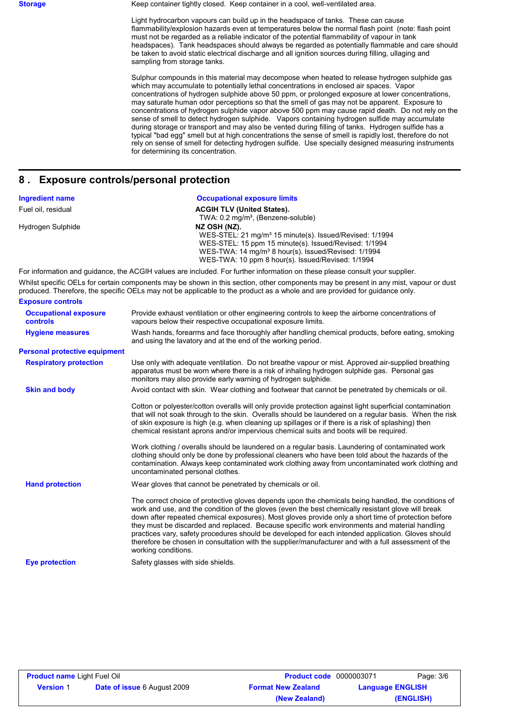**Storage**

Keep container tightly closed. Keep container in a cool, well-ventilated area.

Light hydrocarbon vapours can build up in the headspace of tanks. These can cause flammability/explosion hazards even at temperatures below the normal flash point (note: flash point must not be regarded as a reliable indicator of the potential flammability of vapour in tank headspaces). Tank headspaces should always be regarded as potentially flammable and care should be taken to avoid static electrical discharge and all ignition sources during filling, ullaging and sampling from storage tanks.

Sulphur compounds in this material may decompose when heated to release hydrogen sulphide gas which may accumulate to potentially lethal concentrations in enclosed air spaces. Vapor concentrations of hydrogen sulphide above 50 ppm, or prolonged exposure at lower concentrations, may saturate human odor perceptions so that the smell of gas may not be apparent. Exposure to concentrations of hydrogen sulphide vapor above 500 ppm may cause rapid death. Do not rely on the sense of smell to detect hydrogen sulphide. Vapors containing hydrogen sulfide may accumulate during storage or transport and may also be vented during filling of tanks. Hydrogen sulfide has a typical "bad egg" smell but at high concentrations the sense of smell is rapidly lost, therefore do not rely on sense of smell for detecting hydrogen sulfide. Use specially designed measuring instruments for determining its concentration.

## 8 . Exposure controls/personal protection

| Ingredient name | Occupational exposure limits |
| --- | --- |
| Fuel oil, residual | **ACGIH TLV (United States).**<br>TWA: 0.2 mg/m³, (Benzene-soluble) |
| Hydrogen Sulphide | **NZ OSH (NZ).**<br>WES-STEL: 21 mg/m³ 15 minute(s). Issued/Revised: 1/1994<br>WES-STEL: 15 ppm 15 minute(s). Issued/Revised: 1/1994<br>WES-TWA: 14 mg/m³ 8 hour(s). Issued/Revised: 1/1994<br>WES-TWA: 10 ppm 8 hour(s). Issued/Revised: 1/1994 |

For information and guidance, the ACGIH values are included. For further information on these please consult your supplier.

Whilst specific OELs for certain components may be shown in this section, other components may be present in any mist, vapour or dust produced. Therefore, the specific OELs may not be applicable to the product as a whole and are provided for guidance only.

**Exposure controls**

**Occupational exposure controls**

Provide exhaust ventilation or other engineering controls to keep the airborne concentrations of vapours below their respective occupational exposure limits.

**Hygiene measures**

Wash hands, forearms and face thoroughly after handling chemical products, before eating, smoking and using the lavatory and at the end of the working period.

**Personal protective equipment**

**Respiratory protection**

Use only with adequate ventilation. Do not breathe vapour or mist. Approved air-supplied breathing apparatus must be worn where there is a risk of inhaling hydrogen sulphide gas. Personal gas monitors may also provide early warning of hydrogen sulphide.

**Skin and body**

Avoid contact with skin. Wear clothing and footwear that cannot be penetrated by chemicals or oil.

Cotton or polyester/cotton overalls will only provide protection against light superficial contamination that will not soak through to the skin. Overalls should be laundered on a regular basis. When the risk of skin exposure is high (e.g. when cleaning up spillages or if there is a risk of splashing) then chemical resistant aprons and/or impervious chemical suits and boots will be required.

Work clothing / overalls should be laundered on a regular basis. Laundering of contaminated work clothing should only be done by professional cleaners who have been told about the hazards of the contamination. Always keep contaminated work clothing away from uncontaminated work clothing and uncontaminated personal clothes.

**Hand protection**

Wear gloves that cannot be penetrated by chemicals or oil.

The correct choice of protective gloves depends upon the chemicals being handled, the conditions of work and use, and the condition of the gloves (even the best chemically resistant glove will break down after repeated chemical exposures). Most gloves provide only a short time of protection before they must be discarded and replaced. Because specific work environments and material handling practices vary, safety procedures should be developed for each intended application. Gloves should therefore be chosen in consultation with the supplier/manufacturer and with a full assessment of the working conditions.

**Eye protection**

Safety glasses with side shields.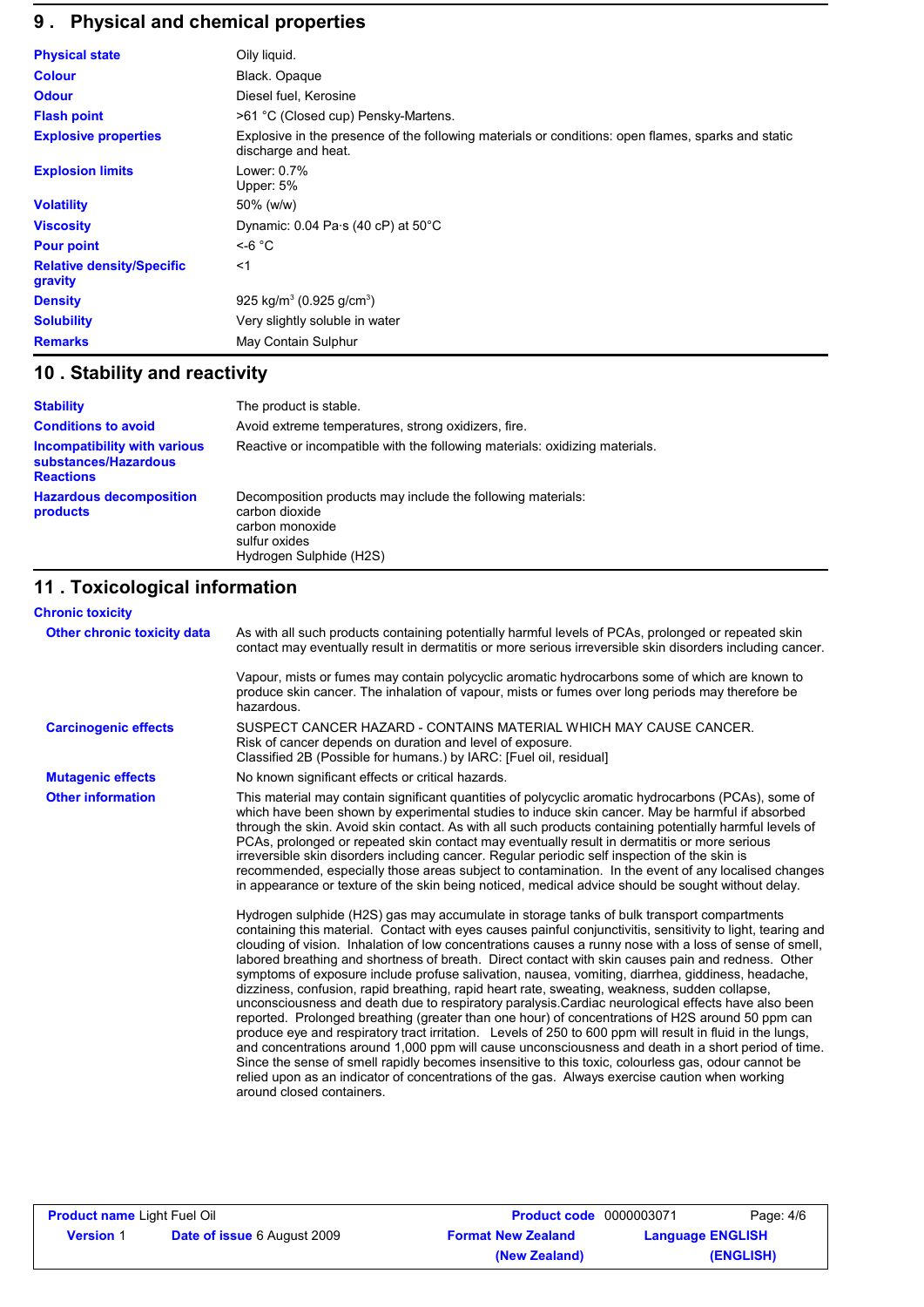## 9 . Physical and chemical properties

| | |
|---|---|
| **Physical state** | Oily liquid. |
| **Colour** | Black. Opaque |
| **Odour** | Diesel fuel, Kerosine |
| **Flash point** | >61 °C (Closed cup) Pensky-Martens. |
| **Explosive properties** | Explosive in the presence of the following materials or conditions: open flames, sparks and static discharge and heat. |
| **Explosion limits** | Lower: 0.7%<br>Upper: 5% |
| **Volatility** | 50% (w/w) |
| **Viscosity** | Dynamic: 0.04 Pa·s (40 cP) at 50°C |
| **Pour point** | <-6 °C |
| **Relative density/Specific gravity** | <1 |
| **Density** | 925 $kg/m^3$ (0.925 $g/cm^3$) |
| **Solubility** | Very slightly soluble in water |
| **Remarks** | May Contain Sulphur |

## 10 . Stability and reactivity

| | |
|---|---|
| **Stability** | The product is stable. |
| **Conditions to avoid** | Avoid extreme temperatures, strong oxidizers, fire. |
| **Incompatibility with various substances/Hazardous Reactions** | Reactive or incompatible with the following materials: oxidizing materials. |
| **Hazardous decomposition products** | Decomposition products may include the following materials:<br>carbon dioxide<br>carbon monoxide<br>sulfur oxides<br>Hydrogen Sulphide (H2S) |

## 11 . Toxicological information

### Chronic toxicity

**Other chronic toxicity data**

As with all such products containing potentially harmful levels of PCAs, prolonged or repeated skin contact may eventually result in dermatitis or more serious irreversible skin disorders including cancer.

Vapour, mists or fumes may contain polycyclic aromatic hydrocarbons some of which are known to produce skin cancer. The inhalation of vapour, mists or fumes over long periods may therefore be hazardous.

**Carcinogenic effects**

SUSPECT CANCER HAZARD - CONTAINS MATERIAL WHICH MAY CAUSE CANCER.
Risk of cancer depends on duration and level of exposure.
Classified 2B (Possible for humans.) by IARC: [Fuel oil, residual]

**Mutagenic effects**

No known significant effects or critical hazards.

**Other information**

This material may contain significant quantities of polycyclic aromatic hydrocarbons (PCAs), some of which have been shown by experimental studies to induce skin cancer. May be harmful if absorbed through the skin. Avoid skin contact. As with all such products containing potentially harmful levels of PCAs, prolonged or repeated skin contact may eventually result in dermatitis or more serious irreversible skin disorders including cancer. Regular periodic self inspection of the skin is recommended, especially those areas subject to contamination. In the event of any localised changes in appearance or texture of the skin being noticed, medical advice should be sought without delay.

Hydrogen sulphide (H2S) gas may accumulate in storage tanks of bulk transport compartments containing this material. Contact with eyes causes painful conjunctivitis, sensitivity to light, tearing and clouding of vision. Inhalation of low concentrations causes a runny nose with a loss of sense of smell, labored breathing and shortness of breath. Direct contact with skin causes pain and redness. Other symptoms of exposure include profuse salivation, nausea, vomiting, diarrhea, giddiness, headache, dizziness, confusion, rapid breathing, rapid heart rate, sweating, weakness, sudden collapse, unconsciousness and death due to respiratory paralysis.Cardiac neurological effects have also been reported. Prolonged breathing (greater than one hour) of concentrations of H2S around 50 ppm can produce eye and respiratory tract irritation. Levels of 250 to 600 ppm will result in fluid in the lungs, and concentrations around 1,000 ppm will cause unconsciousness and death in a short period of time. Since the sense of smell rapidly becomes insensitive to this toxic, colourless gas, odour cannot be relied upon as an indicator of concentrations of the gas. Always exercise caution when working around closed containers.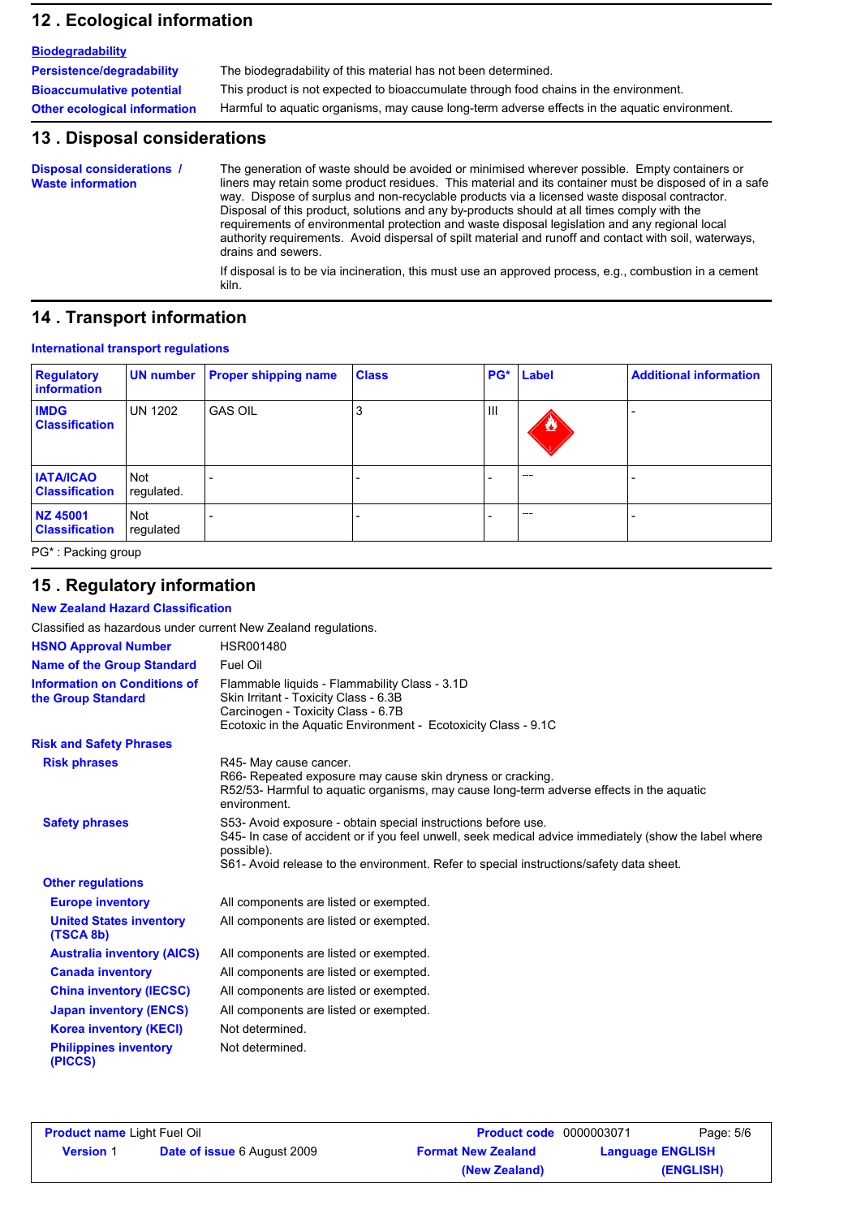## 12 . Ecological information

**Biodegradability**

| | |
|---|---|
| **Persistence/degradability** | The biodegradability of this material has not been determined. |
| **Bioaccumulative potential** | This product is not expected to bioaccumulate through food chains in the environment. |
| **Other ecological information** | Harmful to aquatic organisms, may cause long-term adverse effects in the aquatic environment. |

## 13 . Disposal considerations

**Disposal considerations / Waste information**

The generation of waste should be avoided or minimised wherever possible. Empty containers or liners may retain some product residues. This material and its container must be disposed of in a safe way. Dispose of surplus and non-recyclable products via a licensed waste disposal contractor. Disposal of this product, solutions and any by-products should at all times comply with the requirements of environmental protection and waste disposal legislation and any regional local authority requirements. Avoid dispersal of spilt material and runoff and contact with soil, waterways, drains and sewers.

If disposal is to be via incineration, this must use an approved process, e.g., combustion in a cement kiln.

## 14 . Transport information

**International transport regulations**

| Regulatory information | UN number | Proper shipping name | Class | PG* | Label | Additional information |
|---|---|---|---|---|---|---|
| **IMDG Classification** | UN 1202 | GAS OIL | 3 | III | | - |
| **IATA/ICAO Classification** | Not regulated. | - | - | - | ---- | - |
| **NZ 45001 Classification** | Not regulated | - | - | - | ---- | - |

PG* : Packing group

## 15 . Regulatory information

**New Zealand Hazard Classification**

Classified as hazardous under current New Zealand regulations.

| | |
|---|---|
| **HSNO Approval Number** | HSR001480 |
| **Name of the Group Standard** | Fuel Oil |
| **Information on Conditions of the Group Standard** | Flammable liquids - Flammability Class - 3.1D<br>Skin Irritant - Toxicity Class - 6.3B<br>Carcinogen - Toxicity Class - 6.7B<br>Ecotoxic in the Aquatic Environment - Ecotoxicity Class - 9.1C |

**Risk and Safety Phrases**

| | |
|---|---|
| **Risk phrases** | R45- May cause cancer.<br>R66- Repeated exposure may cause skin dryness or cracking.<br>R52/53- Harmful to aquatic organisms, may cause long-term adverse effects in the aquatic environment. |
| **Safety phrases** | S53- Avoid exposure - obtain special instructions before use.<br>S45- In case of accident or if you feel unwell, seek medical advice immediately (show the label where possible).<br>S61- Avoid release to the environment. Refer to special instructions/safety data sheet. |

**Other regulations**

| | |
|---|---|
| **Europe inventory** | All components are listed or exempted. |
| **United States inventory (TSCA 8b)** | All components are listed or exempted. |
| **Australia inventory (AICS)** | All components are listed or exempted. |
| **Canada inventory** | All components are listed or exempted. |
| **China inventory (IECSC)** | All components are listed or exempted. |
| **Japan inventory (ENCS)** | All components are listed or exempted. |
| **Korea inventory (KECI)** | Not determined. |
| **Philippines inventory (PICCS)** | Not determined. |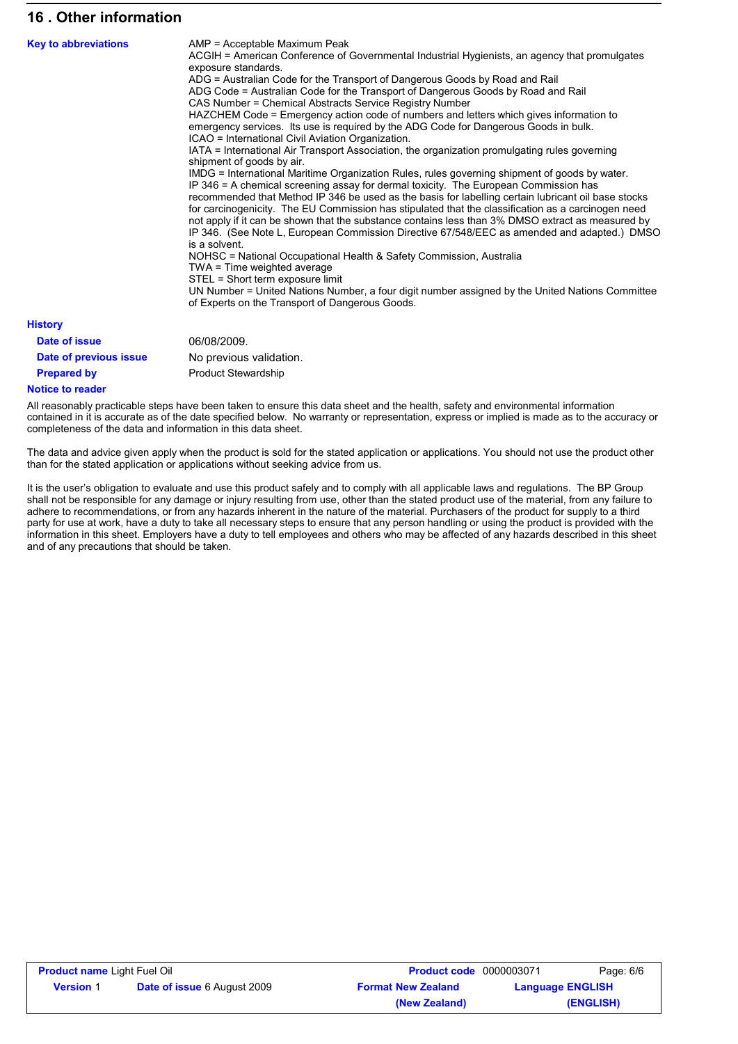## 16 . Other information

**Key to abbreviations**

AMP = Acceptable Maximum Peak
ACGIH = American Conference of Governmental Industrial Hygienists, an agency that promulgates exposure standards.
ADG = Australian Code for the Transport of Dangerous Goods by Road and Rail
ADG Code = Australian Code for the Transport of Dangerous Goods by Road and Rail
CAS Number = Chemical Abstracts Service Registry Number
HAZCHEM Code = Emergency action code of numbers and letters which gives information to emergency services. Its use is required by the ADG Code for Dangerous Goods in bulk.
ICAO = International Civil Aviation Organization.
IATA = International Air Transport Association, the organization promulgating rules governing shipment of goods by air.
IMDG = International Maritime Organization Rules, rules governing shipment of goods by water.
IP 346 = A chemical screening assay for dermal toxicity. The European Commission has recommended that Method IP 346 be used as the basis for labelling certain lubricant oil base stocks for carcinogenicity. The EU Commission has stipulated that the classification as a carcinogen need not apply if it can be shown that the substance contains less than 3% DMSO extract as measured by IP 346. (See Note L, European Commission Directive 67/548/EEC as amended and adapted.) DMSO is a solvent.
NOHSC = National Occupational Health & Safety Commission, Australia
TWA = Time weighted average
STEL = Short term exposure limit
UN Number = United Nations Number, a four digit number assigned by the United Nations Committee of Experts on the Transport of Dangerous Goods.

**History**

**Date of issue** 06/08/2009.

**Date of previous issue** No previous validation.

**Prepared by** Product Stewardship

**Notice to reader**

All reasonably practicable steps have been taken to ensure this data sheet and the health, safety and environmental information contained in it is accurate as of the date specified below. No warranty or representation, express or implied is made as to the accuracy or completeness of the data and information in this data sheet.

The data and advice given apply when the product is sold for the stated application or applications. You should not use the product other than for the stated application or applications without seeking advice from us.

It is the user's obligation to evaluate and use this product safely and to comply with all applicable laws and regulations. The BP Group shall not be responsible for any damage or injury resulting from use, other than the stated product use of the material, from any failure to adhere to recommendations, or from any hazards inherent in the nature of the material. Purchasers of the product for supply to a third party for use at work, have a duty to take all necessary steps to ensure that any person handling or using the product is provided with the information in this sheet. Employers have a duty to tell employees and others who may be affected of any hazards described in this sheet and of any precautions that should be taken.